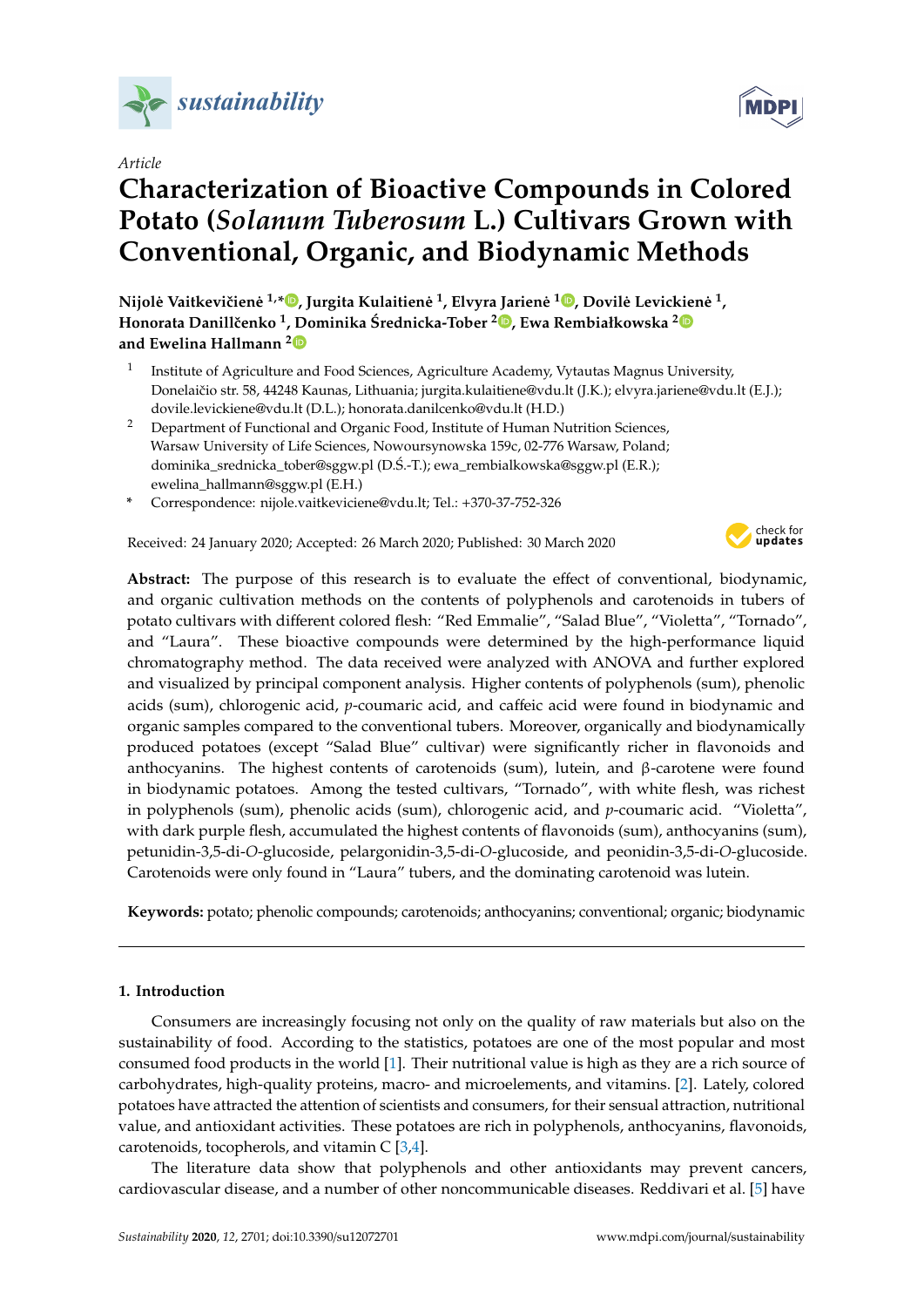*Article*

# Characterization of Bioactive Compounds in Colored Potato (*Solanum Tuberosum* L.) Cultivars Grown with Conventional, Organic, and Biodynamic Methods

**Nijolė Vaitkevičienė [1,*], Jurgita Kulaitienė [1], Elvyra Jarienė [1], Dovilė Levickienė [1], Honorata Danillčenko [1], Dominika Średnicka-Tober [2], Ewa Rembiałkowska [2] and Ewelina Hallmann [2]**

[1] Institute of Agriculture and Food Sciences, Agriculture Academy, Vytautas Magnus University, Donelaičio str. 58, 44248 Kaunas, Lithuania; jurgita.kulaitiene@vdu.lt (J.K.); elvyra.jariene@vdu.lt (E.J.); dovile.levickiene@vdu.lt (D.L.); honorata.danilcenko@vdu.lt (H.D.)

[2] Department of Functional and Organic Food, Institute of Human Nutrition Sciences, Warsaw University of Life Sciences, Nowoursynowska 159c, 02-776 Warsaw, Poland; dominika_srednicka_tober@sggw.pl (D.Ś.-T.); ewa_rembialkowska@sggw.pl (E.R.); ewelina_hallmann@sggw.pl (E.H.)

\* Correspondence: nijole.vaitkeviciene@vdu.lt; Tel.: +370-37-752-326

Received: 24 January 2020; Accepted: 26 March 2020; Published: 30 March 2020

**Abstract:** The purpose of this research is to evaluate the effect of conventional, biodynamic, and organic cultivation methods on the contents of polyphenols and carotenoids in tubers of potato cultivars with different colored flesh: "Red Emmalie", "Salad Blue", "Violetta", "Tornado", and "Laura". These bioactive compounds were determined by the high-performance liquid chromatography method. The data received were analyzed with ANOVA and further explored and visualized by principal component analysis. Higher contents of polyphenols (sum), phenolic acids (sum), chlorogenic acid, *p*-coumaric acid, and caffeic acid were found in biodynamic and organic samples compared to the conventional tubers. Moreover, organically and biodynamically produced potatoes (except "Salad Blue" cultivar) were significantly richer in flavonoids and anthocyanins. The highest contents of carotenoids (sum), lutein, and β-carotene were found in biodynamic potatoes. Among the tested cultivars, "Tornado", with white flesh, was richest in polyphenols (sum), phenolic acids (sum), chlorogenic acid, and *p*-coumaric acid. "Violetta", with dark purple flesh, accumulated the highest contents of flavonoids (sum), anthocyanins (sum), petunidin-3,5-di-*O*-glucoside, pelargonidin-3,5-di-*O*-glucoside, and peonidin-3,5-di-*O*-glucoside. Carotenoids were only found in "Laura" tubers, and the dominating carotenoid was lutein.

**Keywords:** potato; phenolic compounds; carotenoids; anthocyanins; conventional; organic; biodynamic

## 1. Introduction

Consumers are increasingly focusing not only on the quality of raw materials but also on the sustainability of food. According to the statistics, potatoes are one of the most popular and most consumed food products in the world [1]. Their nutritional value is high as they are a rich source of carbohydrates, high-quality proteins, macro- and microelements, and vitamins. [2]. Lately, colored potatoes have attracted the attention of scientists and consumers, for their sensual attraction, nutritional value, and antioxidant activities. These potatoes are rich in polyphenols, anthocyanins, flavonoids, carotenoids, tocopherols, and vitamin C [3,4].

The literature data show that polyphenols and other antioxidants may prevent cancers, cardiovascular disease, and a number of other noncommunicable diseases. Reddivari et al. [5] have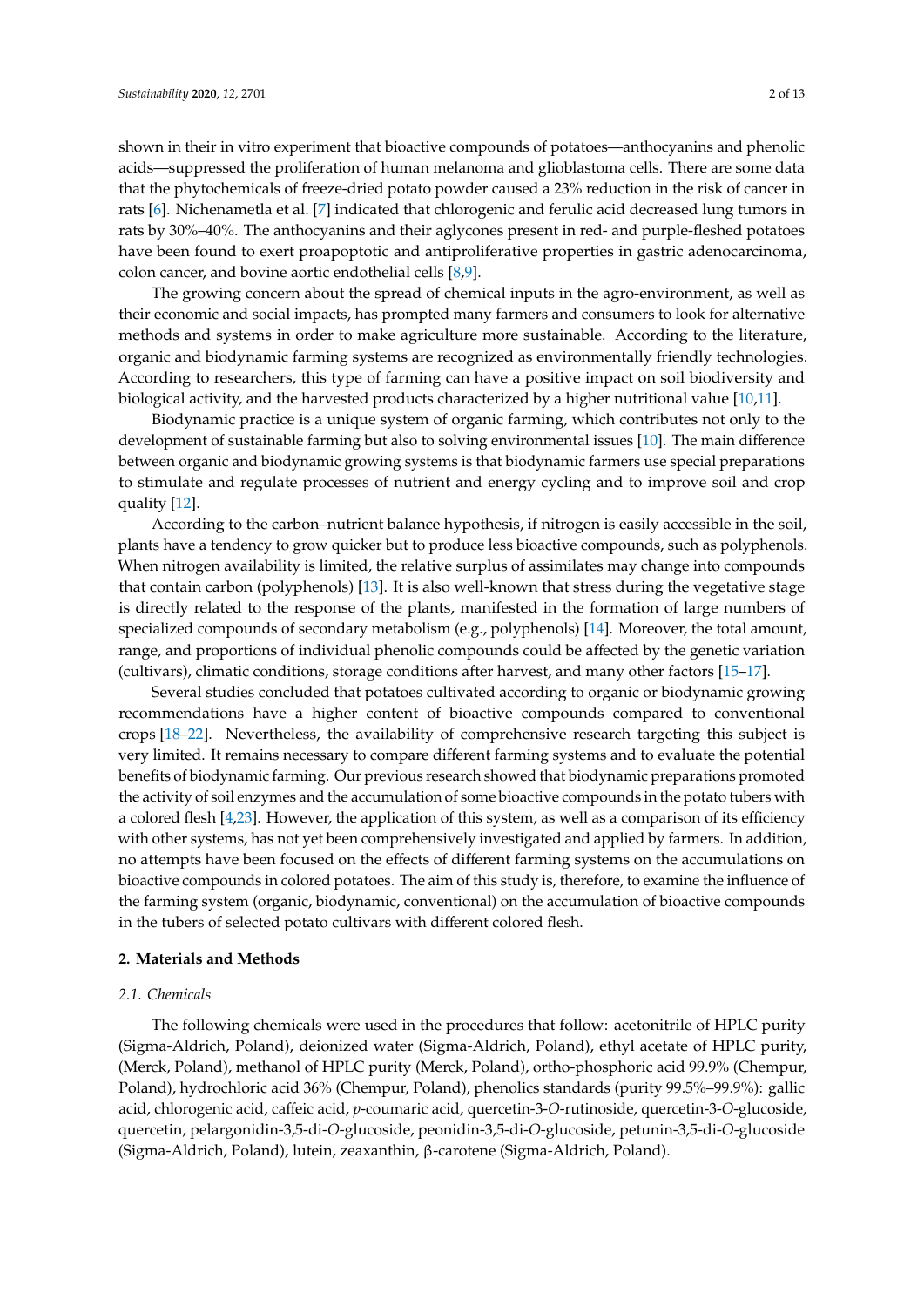shown in their in vitro experiment that bioactive compounds of potatoes—anthocyanins and phenolic acids—suppressed the proliferation of human melanoma and glioblastoma cells. There are some data that the phytochemicals of freeze-dried potato powder caused a 23% reduction in the risk of cancer in rats [6]. Nichenametla et al. [7] indicated that chlorogenic and ferulic acid decreased lung tumors in rats by 30%–40%. The anthocyanins and their aglycones present in red- and purple-fleshed potatoes have been found to exert proapoptotic and antiproliferative properties in gastric adenocarcinoma, colon cancer, and bovine aortic endothelial cells [8,9].

The growing concern about the spread of chemical inputs in the agro-environment, as well as their economic and social impacts, has prompted many farmers and consumers to look for alternative methods and systems in order to make agriculture more sustainable. According to the literature, organic and biodynamic farming systems are recognized as environmentally friendly technologies. According to researchers, this type of farming can have a positive impact on soil biodiversity and biological activity, and the harvested products characterized by a higher nutritional value [10,11].

Biodynamic practice is a unique system of organic farming, which contributes not only to the development of sustainable farming but also to solving environmental issues [10]. The main difference between organic and biodynamic growing systems is that biodynamic farmers use special preparations to stimulate and regulate processes of nutrient and energy cycling and to improve soil and crop quality [12].

According to the carbon–nutrient balance hypothesis, if nitrogen is easily accessible in the soil, plants have a tendency to grow quicker but to produce less bioactive compounds, such as polyphenols. When nitrogen availability is limited, the relative surplus of assimilates may change into compounds that contain carbon (polyphenols) [13]. It is also well-known that stress during the vegetative stage is directly related to the response of the plants, manifested in the formation of large numbers of specialized compounds of secondary metabolism (e.g., polyphenols) [14]. Moreover, the total amount, range, and proportions of individual phenolic compounds could be affected by the genetic variation (cultivars), climatic conditions, storage conditions after harvest, and many other factors [15–17].

Several studies concluded that potatoes cultivated according to organic or biodynamic growing recommendations have a higher content of bioactive compounds compared to conventional crops [18–22]. Nevertheless, the availability of comprehensive research targeting this subject is very limited. It remains necessary to compare different farming systems and to evaluate the potential benefits of biodynamic farming. Our previous research showed that biodynamic preparations promoted the activity of soil enzymes and the accumulation of some bioactive compounds in the potato tubers with a colored flesh [4,23]. However, the application of this system, as well as a comparison of its efficiency with other systems, has not yet been comprehensively investigated and applied by farmers. In addition, no attempts have been focused on the effects of different farming systems on the accumulations on bioactive compounds in colored potatoes. The aim of this study is, therefore, to examine the influence of the farming system (organic, biodynamic, conventional) on the accumulation of bioactive compounds in the tubers of selected potato cultivars with different colored flesh.

## 2. Materials and Methods

### 2.1. Chemicals

The following chemicals were used in the procedures that follow: acetonitrile of HPLC purity (Sigma-Aldrich, Poland), deionized water (Sigma-Aldrich, Poland), ethyl acetate of HPLC purity, (Merck, Poland), methanol of HPLC purity (Merck, Poland), ortho-phosphoric acid 99.9% (Chempur, Poland), hydrochloric acid 36% (Chempur, Poland), phenolics standards (purity 99.5%–99.9%): gallic acid, chlorogenic acid, caffeic acid, *p*-coumaric acid, quercetin-3-*O*-rutinoside, quercetin-3-*O*-glucoside, quercetin, pelargonidin-3,5-di-*O*-glucoside, peonidin-3,5-di-*O*-glucoside, petunin-3,5-di-*O*-glucoside (Sigma-Aldrich, Poland), lutein, zeaxanthin, β-carotene (Sigma-Aldrich, Poland).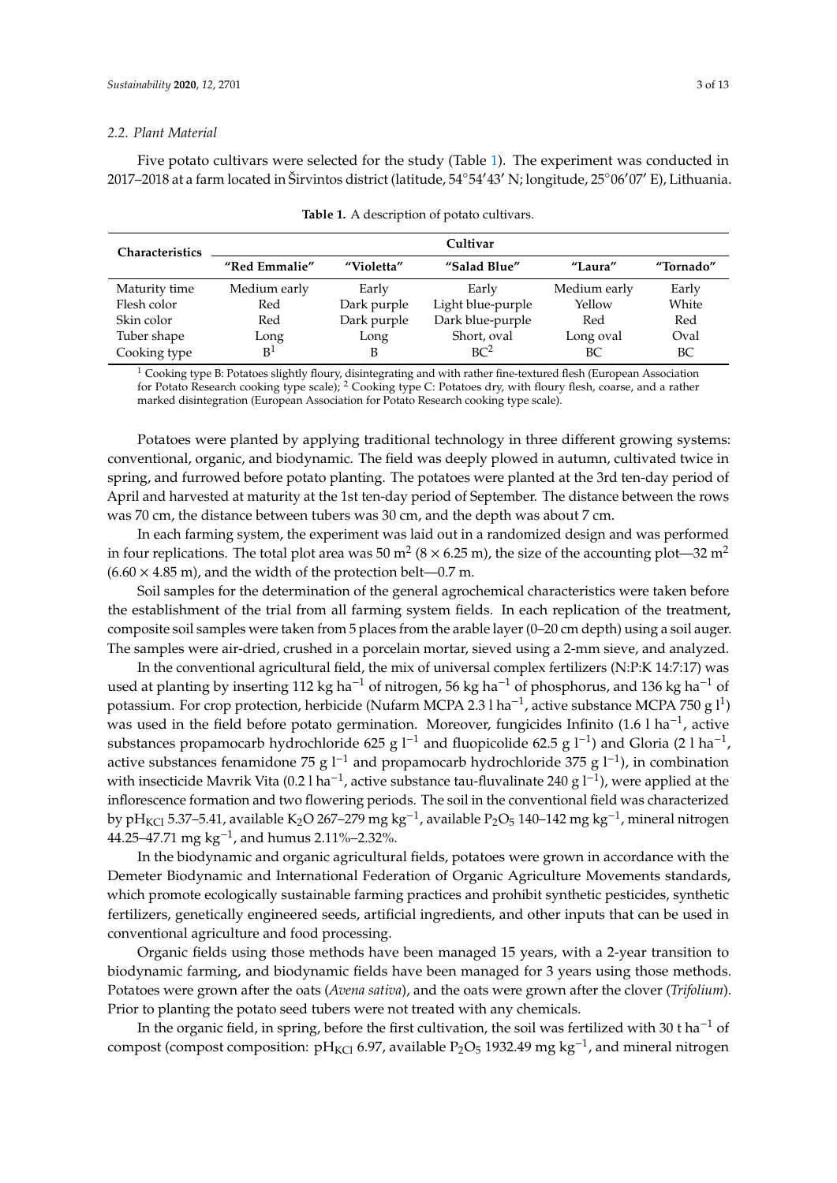### 2.2. Plant Material

Five potato cultivars were selected for the study (Table 1). The experiment was conducted in 2017–2018 at a farm located in Širvintos district (latitude, 54°54′43′ N; longitude, 25°06′07′ E), Lithuania.

**Table 1.** A description of potato cultivars.

| Characteristics | Cultivar | | | | |
|---|---|---|---|---|---|
| | "Red Emmalie" | "Violetta" | "Salad Blue" | "Laura" | "Tornado" |
| Maturity time | Medium early | Early | Early | Medium early | Early |
| Flesh color | Red | Dark purple | Light blue-purple | Yellow | White |
| Skin color | Red | Dark purple | Dark blue-purple | Red | Red |
| Tuber shape | Long | Long | Short, oval | Long oval | Oval |
| Cooking type | B [1] | B | BC [2] | BC | BC |

[1] Cooking type B: Potatoes slightly floury, disintegrating and with rather fine-textured flesh (European Association for Potato Research cooking type scale); [2] Cooking type C: Potatoes dry, with floury flesh, coarse, and a rather marked disintegration (European Association for Potato Research cooking type scale).

Potatoes were planted by applying traditional technology in three different growing systems: conventional, organic, and biodynamic. The field was deeply plowed in autumn, cultivated twice in spring, and furrowed before potato planting. The potatoes were planted at the 3rd ten-day period of April and harvested at maturity at the 1st ten-day period of September. The distance between the rows was 70 cm, the distance between tubers was 30 cm, and the depth was about 7 cm.

In each farming system, the experiment was laid out in a randomized design and was performed in four replications. The total plot area was 50 $m^2$ ($8 \times 6.25$ m), the size of the accounting plot—32 $m^2$ ($6.60 \times 4.85$ m), and the width of the protection belt—0.7 m.

Soil samples for the determination of the general agrochemical characteristics were taken before the establishment of the trial from all farming system fields. In each replication of the treatment, composite soil samples were taken from 5 places from the arable layer (0–20 cm depth) using a soil auger. The samples were air-dried, crushed in a porcelain mortar, sieved using a 2-mm sieve, and analyzed.

In the conventional agricultural field, the mix of universal complex fertilizers (N:P:K 14:7:17) was used at planting by inserting 112 kg $ha^{-1}$ of nitrogen, 56 kg $ha^{-1}$ of phosphorus, and 136 kg $ha^{-1}$ of potassium. For crop protection, herbicide (Nufarm MCPA 2.3 l $ha^{-1}$, active substance MCPA 750 g $l^1$) was used in the field before potato germination. Moreover, fungicides Infinito (1.6 l $ha^{-1}$, active substances propamocarb hydrochloride 625 g $l^{-1}$ and fluopicolide 62.5 g $l^{-1}$) and Gloria (2 l $ha^{-1}$, active substances fenamidone 75 g $l^{-1}$ and propamocarb hydrochloride 375 g $l^{-1}$), in combination with insecticide Mavrik Vita (0.2 l $ha^{-1}$, active substance tau-fluvalinate 240 g $l^{-1}$), were applied at the inflorescence formation and two flowering periods. The soil in the conventional field was characterized by $pH_{KCl}$ 5.37–5.41, available $K_2O$ 267–279 mg $kg^{-1}$, available $P_2O_5$ 140–142 mg $kg^{-1}$, mineral nitrogen 44.25–47.71 mg $kg^{-1}$, and humus 2.11%–2.32%.

In the biodynamic and organic agricultural fields, potatoes were grown in accordance with the Demeter Biodynamic and International Federation of Organic Agriculture Movements standards, which promote ecologically sustainable farming practices and prohibit synthetic pesticides, synthetic fertilizers, genetically engineered seeds, artificial ingredients, and other inputs that can be used in conventional agriculture and food processing.

Organic fields using those methods have been managed 15 years, with a 2-year transition to biodynamic farming, and biodynamic fields have been managed for 3 years using those methods. Potatoes were grown after the oats (*Avena sativa*), and the oats were grown after the clover (*Trifolium*). Prior to planting the potato seed tubers were not treated with any chemicals.

In the organic field, in spring, before the first cultivation, the soil was fertilized with 30 t $ha^{-1}$ of compost (compost composition: $pH_{KCl}$ 6.97, available $P_2O_5$ 1932.49 mg $kg^{-1}$, and mineral nitrogen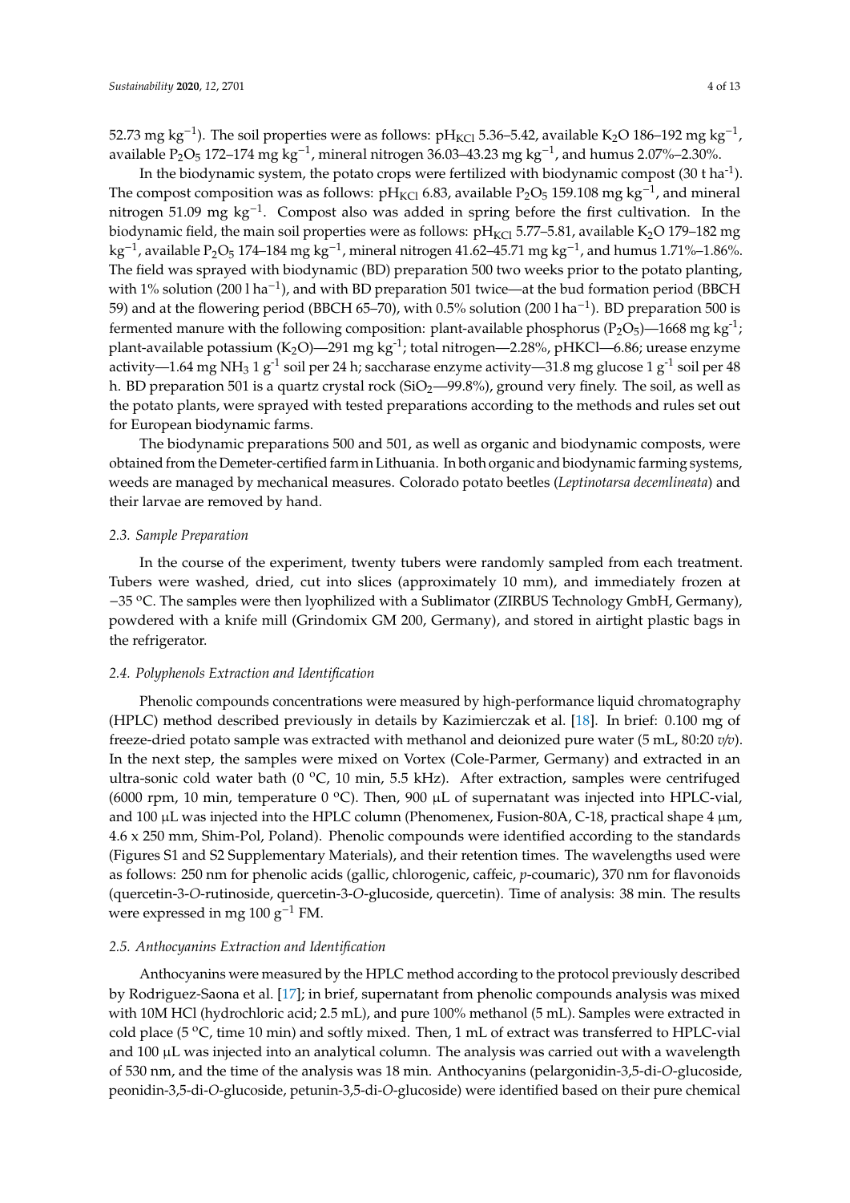52.73 mg $kg^{-1}$). The soil properties were as follows: $pH_{KCl}$ 5.36–5.42, available $K_2O$ 186–192 mg $kg^{-1}$, available $P_2O_5$ 172–174 mg $kg^{-1}$, mineral nitrogen 36.03–43.23 mg $kg^{-1}$, and humus 2.07%–2.30%.

In the biodynamic system, the potato crops were fertilized with biodynamic compost (30 t $ha^{-1}$). The compost composition was as follows: $pH_{KCl}$ 6.83, available $P_2O_5$ 159.108 mg $kg^{-1}$, and mineral nitrogen 51.09 mg $kg^{-1}$. Compost also was added in spring before the first cultivation. In the biodynamic field, the main soil properties were as follows: $pH_{KCl}$ 5.77–5.81, available $K_2O$ 179–182 mg $kg^{-1}$, available $P_2O_5$ 174–184 mg $kg^{-1}$, mineral nitrogen 41.62–45.71 mg $kg^{-1}$, and humus 1.71%–1.86%. The field was sprayed with biodynamic (BD) preparation 500 two weeks prior to the potato planting, with 1% solution (200 l $ha^{-1}$), and with BD preparation 501 twice—at the bud formation period (BBCH 59) and at the flowering period (BBCH 65–70), with 0.5% solution (200 l $ha^{-1}$). BD preparation 500 is fermented manure with the following composition: plant-available phosphorus ($P_2O_5$)—1668 mg $kg^{-1}$; plant-available potassium ($K_2O$)—291 mg $kg^{-1}$; total nitrogen—2.28%, pHKCl—6.86; urease enzyme activity—1.64 mg $NH_3$ 1 $g^{-1}$ soil per 24 h; saccharase enzyme activity—31.8 mg glucose 1 $g^{-1}$ soil per 48 h. BD preparation 501 is a quartz crystal rock ($SiO_2$—99.8%), ground very finely. The soil, as well as the potato plants, were sprayed with tested preparations according to the methods and rules set out for European biodynamic farms.

The biodynamic preparations 500 and 501, as well as organic and biodynamic composts, were obtained from the Demeter-certified farm in Lithuania. In both organic and biodynamic farming systems, weeds are managed by mechanical measures. Colorado potato beetles (*Leptinotarsa decemlineata*) and their larvae are removed by hand.

### 2.3. Sample Preparation

In the course of the experiment, twenty tubers were randomly sampled from each treatment. Tubers were washed, dried, cut into slices (approximately 10 mm), and immediately frozen at −35 °C. The samples were then lyophilized with a Sublimator (ZIRBUS Technology GmbH, Germany), powdered with a knife mill (Grindomix GM 200, Germany), and stored in airtight plastic bags in the refrigerator.

### 2.4. Polyphenols Extraction and Identification

Phenolic compounds concentrations were measured by high-performance liquid chromatography (HPLC) method described previously in details by Kazimierczak et al. [18]. In brief: 0.100 mg of freeze-dried potato sample was extracted with methanol and deionized pure water (5 mL, 80:20 *v/v*). In the next step, the samples were mixed on Vortex (Cole-Parmer, Germany) and extracted in an ultra-sonic cold water bath (0 °C, 10 min, 5.5 kHz). After extraction, samples were centrifuged (6000 rpm, 10 min, temperature 0 °C). Then, 900 µL of supernatant was injected into HPLC-vial, and 100 µL was injected into the HPLC column (Phenomenex, Fusion-80A, C-18, practical shape 4 µm, 4.6 x 250 mm, Shim-Pol, Poland). Phenolic compounds were identified according to the standards (Figures S1 and S2 Supplementary Materials), and their retention times. The wavelengths used were as follows: 250 nm for phenolic acids (gallic, chlorogenic, caffeic, *p*-coumaric), 370 nm for flavonoids (quercetin-3-*O*-rutinoside, quercetin-3-*O*-glucoside, quercetin). Time of analysis: 38 min. The results were expressed in mg 100 $g^{-1}$ FM.

### 2.5. Anthocyanins Extraction and Identification

Anthocyanins were measured by the HPLC method according to the protocol previously described by Rodriguez-Saona et al. [17]; in brief, supernatant from phenolic compounds analysis was mixed with 10M HCl (hydrochloric acid; 2.5 mL), and pure 100% methanol (5 mL). Samples were extracted in cold place (5 °C, time 10 min) and softly mixed. Then, 1 mL of extract was transferred to HPLC-vial and 100 µL was injected into an analytical column. The analysis was carried out with a wavelength of 530 nm, and the time of the analysis was 18 min. Anthocyanins (pelargonidin-3,5-di-*O*-glucoside, peonidin-3,5-di-*O*-glucoside, petunin-3,5-di-*O*-glucoside) were identified based on their pure chemical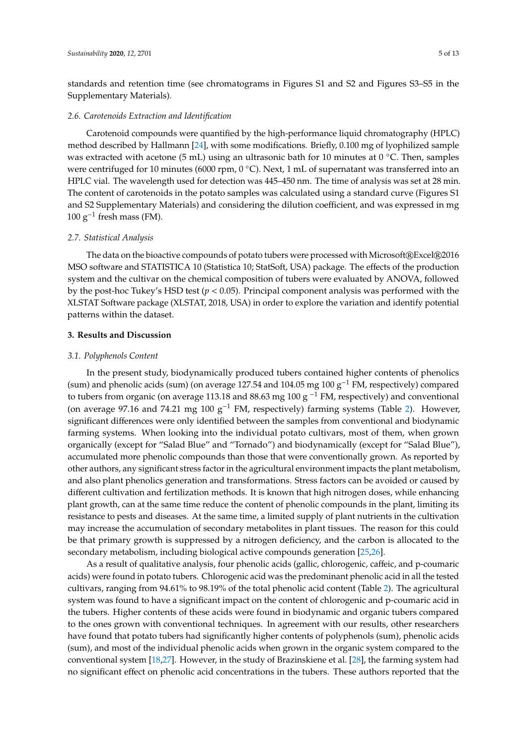standards and retention time (see chromatograms in Figures S1 and S2 and Figures S3–S5 in the Supplementary Materials).

### *2.6. Carotenoids Extraction and Identification*

Carotenoid compounds were quantified by the high-performance liquid chromatography (HPLC) method described by Hallmann [24], with some modifications. Briefly, 0.100 mg of lyophilized sample was extracted with acetone (5 mL) using an ultrasonic bath for 10 minutes at 0 °C. Then, samples were centrifuged for 10 minutes (6000 rpm, 0 °C). Next, 1 mL of supernatant was transferred into an HPLC vial. The wavelength used for detection was 445–450 nm. The time of analysis was set at 28 min. The content of carotenoids in the potato samples was calculated using a standard curve (Figures S1 and S2 Supplementary Materials) and considering the dilution coefficient, and was expressed in mg 100 $g^{-1}$ fresh mass (FM).

### *2.7. Statistical Analysis*

The data on the bioactive compounds of potato tubers were processed with Microsoft®Excel®2016 MSO software and STATISTICA 10 (Statistica 10; StatSoft, USA) package. The effects of the production system and the cultivar on the chemical composition of tubers were evaluated by ANOVA, followed by the post-hoc Tukey's HSD test ($p < 0.05$). Principal component analysis was performed with the XLSTAT Software package (XLSTAT, 2018, USA) in order to explore the variation and identify potential patterns within the dataset.

## 3. Results and Discussion

### *3.1. Polyphenols Content*

In the present study, biodynamically produced tubers contained higher contents of phenolics (sum) and phenolic acids (sum) (on average 127.54 and 104.05 mg 100 $g^{-1}$ FM, respectively) compared to tubers from organic (on average 113.18 and 88.63 mg 100 g $^{-1}$ FM, respectively) and conventional (on average 97.16 and 74.21 mg 100 $g^{-1}$ FM, respectively) farming systems (Table 2). However, significant differences were only identified between the samples from conventional and biodynamic farming systems. When looking into the individual potato cultivars, most of them, when grown organically (except for "Salad Blue" and "Tornado") and biodynamically (except for "Salad Blue"), accumulated more phenolic compounds than those that were conventionally grown. As reported by other authors, any significant stress factor in the agricultural environment impacts the plant metabolism, and also plant phenolics generation and transformations. Stress factors can be avoided or caused by different cultivation and fertilization methods. It is known that high nitrogen doses, while enhancing plant growth, can at the same time reduce the content of phenolic compounds in the plant, limiting its resistance to pests and diseases. At the same time, a limited supply of plant nutrients in the cultivation may increase the accumulation of secondary metabolites in plant tissues. The reason for this could be that primary growth is suppressed by a nitrogen deficiency, and the carbon is allocated to the secondary metabolism, including biological active compounds generation [25,26].

As a result of qualitative analysis, four phenolic acids (gallic, chlorogenic, caffeic, and p-coumaric acids) were found in potato tubers. Chlorogenic acid was the predominant phenolic acid in all the tested cultivars, ranging from 94.61% to 98.19% of the total phenolic acid content (Table 2). The agricultural system was found to have a significant impact on the content of chlorogenic and p-coumaric acid in the tubers. Higher contents of these acids were found in biodynamic and organic tubers compared to the ones grown with conventional techniques. In agreement with our results, other researchers have found that potato tubers had significantly higher contents of polyphenols (sum), phenolic acids (sum), and most of the individual phenolic acids when grown in the organic system compared to the conventional system [18,27]. However, in the study of Brazinskiene et al. [28], the farming system had no significant effect on phenolic acid concentrations in the tubers. These authors reported that the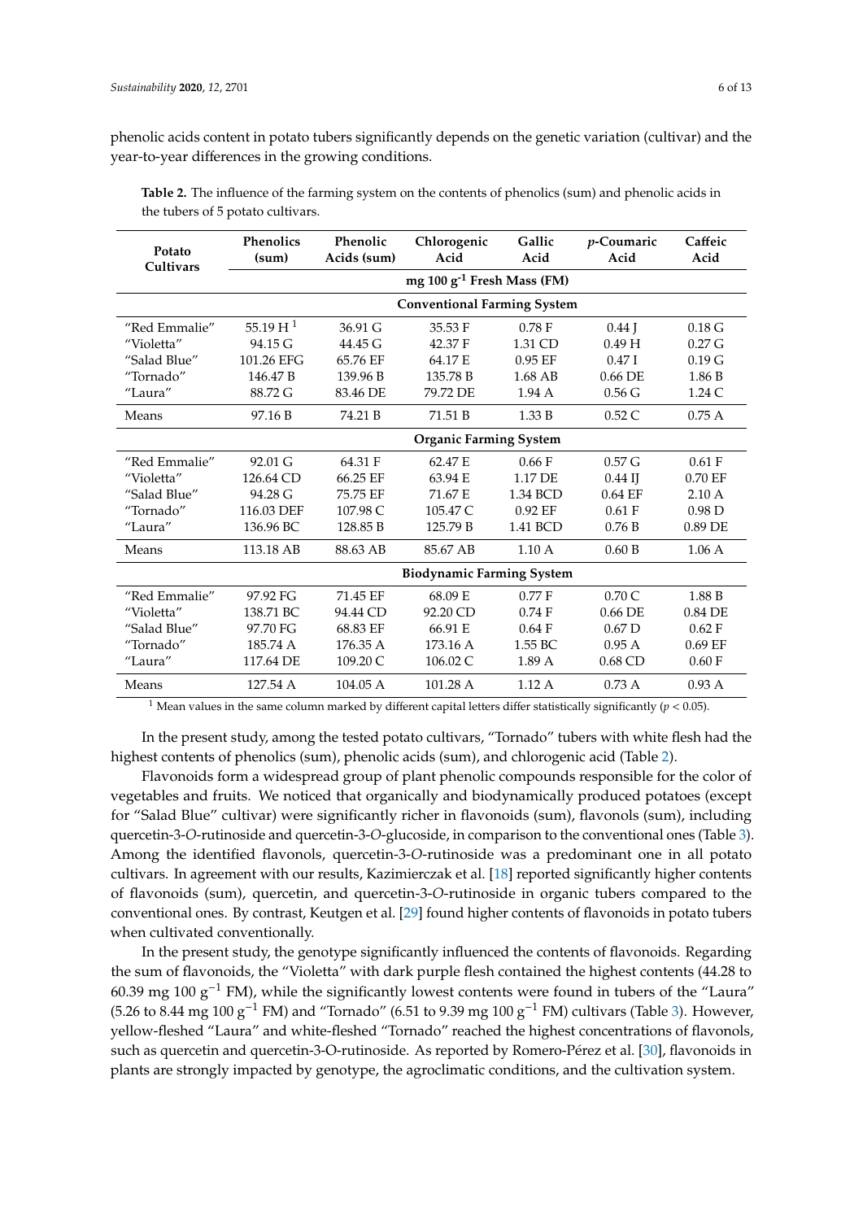phenolic acids content in potato tubers significantly depends on the genetic variation (cultivar) and the year-to-year differences in the growing conditions.

**Table 2.** The influence of the farming system on the contents of phenolics (sum) and phenolic acids in the tubers of 5 potato cultivars.

| Potato Cultivars | Phenolics (sum) | Phenolic Acids (sum) | Chlorogenic Acid | Gallic Acid | *p*-Coumaric Acid | Caffeic Acid |
|---|---|---|---|---|---|---|
| | mg 100 $g^{-1}$ Fresh Mass (FM) | | | | | |
| | **Conventional Farming System** | | | | | |
| "Red Emmalie" | 55.19 H [1] | 36.91 G | 35.53 F | 0.78 F | 0.44 J | 0.18 G |
| "Violetta" | 94.15 G | 44.45 G | 42.37 F | 1.31 CD | 0.49 H | 0.27 G |
| "Salad Blue" | 101.26 EFG | 65.76 EF | 64.17 E | 0.95 EF | 0.47 I | 0.19 G |
| "Tornado" | 146.47 B | 139.96 B | 135.78 B | 1.68 AB | 0.66 DE | 1.86 B |
| "Laura" | 88.72 G | 83.46 DE | 79.72 DE | 1.94 A | 0.56 G | 1.24 C |
| Means | 97.16 B | 74.21 B | 71.51 B | 1.33 B | 0.52 C | 0.75 A |
| | **Organic Farming System** | | | | | |
| "Red Emmalie" | 92.01 G | 64.31 F | 62.47 E | 0.66 F | 0.57 G | 0.61 F |
| "Violetta" | 126.64 CD | 66.25 EF | 63.94 E | 1.17 DE | 0.44 IJ | 0.70 EF |
| "Salad Blue" | 94.28 G | 75.75 EF | 71.67 E | 1.34 BCD | 0.64 EF | 2.10 A |
| "Tornado" | 116.03 DEF | 107.98 C | 105.47 C | 0.92 EF | 0.61 F | 0.98 D |
| "Laura" | 136.96 BC | 128.85 B | 125.79 B | 1.41 BCD | 0.76 B | 0.89 DE |
| Means | 113.18 AB | 88.63 AB | 85.67 AB | 1.10 A | 0.60 B | 1.06 A |
| | **Biodynamic Farming System** | | | | | |
| "Red Emmalie" | 97.92 FG | 71.45 EF | 68.09 E | 0.77 F | 0.70 C | 1.88 B |
| "Violetta" | 138.71 BC | 94.44 CD | 92.20 CD | 0.74 F | 0.66 DE | 0.84 DE |
| "Salad Blue" | 97.70 FG | 68.83 EF | 66.91 E | 0.64 F | 0.67 D | 0.62 F |
| "Tornado" | 185.74 A | 176.35 A | 173.16 A | 1.55 BC | 0.95 A | 0.69 EF |
| "Laura" | 117.64 DE | 109.20 C | 106.02 C | 1.89 A | 0.68 CD | 0.60 F |
| Means | 127.54 A | 104.05 A | 101.28 A | 1.12 A | 0.73 A | 0.93 A |

[1] Mean values in the same column marked by different capital letters differ statistically significantly ($p < 0.05$).

In the present study, among the tested potato cultivars, "Tornado" tubers with white flesh had the highest contents of phenolics (sum), phenolic acids (sum), and chlorogenic acid (Table 2).

Flavonoids form a widespread group of plant phenolic compounds responsible for the color of vegetables and fruits. We noticed that organically and biodynamically produced potatoes (except for "Salad Blue" cultivar) were significantly richer in flavonoids (sum), flavonols (sum), including quercetin-3-*O*-rutinoside and quercetin-3-*O*-glucoside, in comparison to the conventional ones (Table 3). Among the identified flavonols, quercetin-3-*O*-rutinoside was a predominant one in all potato cultivars. In agreement with our results, Kazimierczak et al. [18] reported significantly higher contents of flavonoids (sum), quercetin, and quercetin-3-*O*-rutinoside in organic tubers compared to the conventional ones. By contrast, Keutgen et al. [29] found higher contents of flavonoids in potato tubers when cultivated conventionally.

In the present study, the genotype significantly influenced the contents of flavonoids. Regarding the sum of flavonoids, the "Violetta" with dark purple flesh contained the highest contents (44.28 to 60.39 mg 100 $g^{-1}$ FM), while the significantly lowest contents were found in tubers of the "Laura" (5.26 to 8.44 mg 100 $g^{-1}$ FM) and "Tornado" (6.51 to 9.39 mg 100 $g^{-1}$ FM) cultivars (Table 3). However, yellow-fleshed "Laura" and white-fleshed "Tornado" reached the highest concentrations of flavonols, such as quercetin and quercetin-3-O-rutinoside. As reported by Romero-Pérez et al. [30], flavonoids in plants are strongly impacted by genotype, the agroclimatic conditions, and the cultivation system.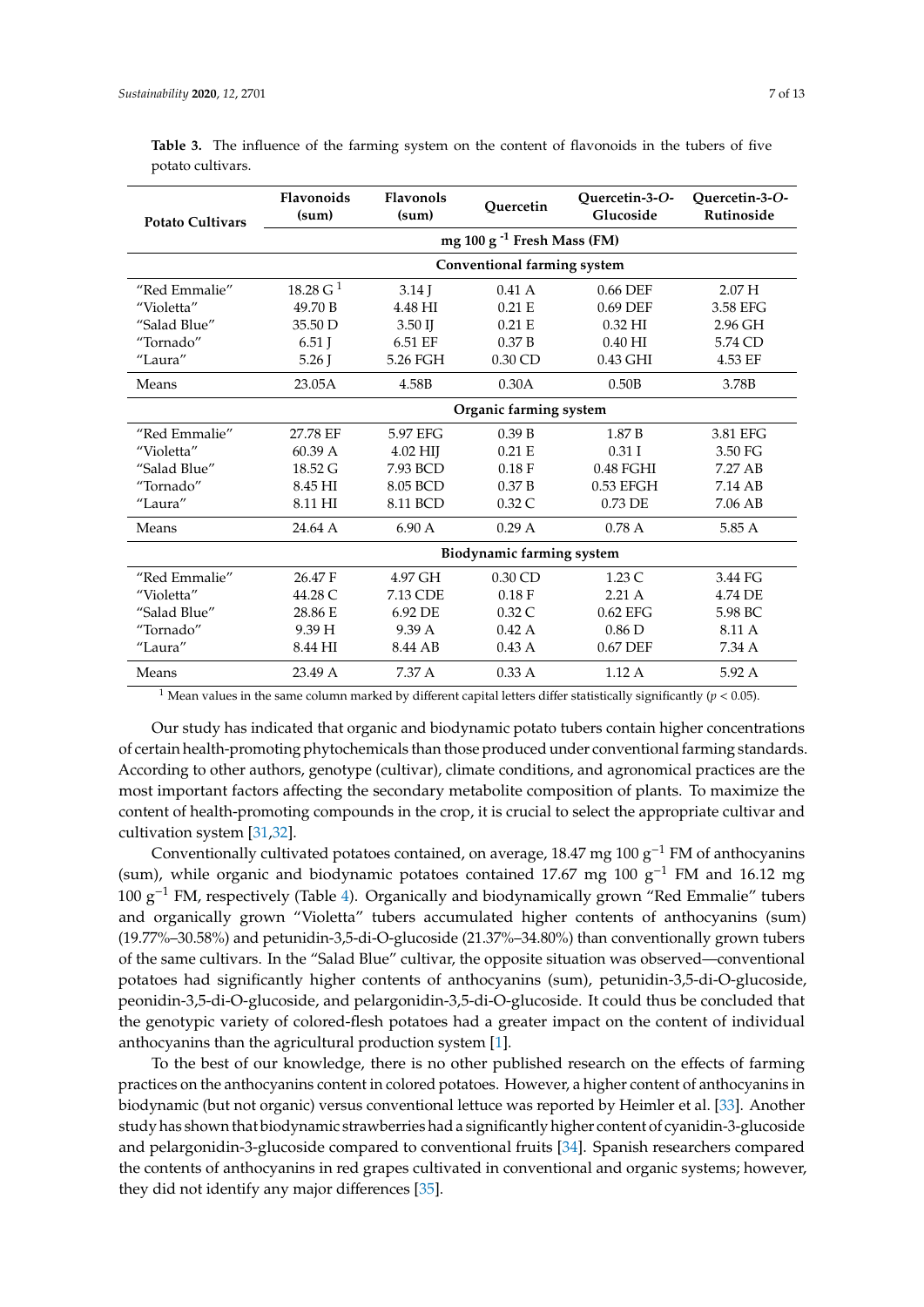**Table 3.** The influence of the farming system on the content of flavonoids in the tubers of five potato cultivars.

| Potato Cultivars | Flavonoids (sum) | Flavonols (sum) | Quercetin | Quercetin-3-*O*-Glucoside | Quercetin-3-*O*-Rutinoside |
|---|---|---|---|---|---|
| | mg 100 $g^{-1}$ Fresh Mass (FM) | | | | |
| | Conventional farming system | | | | |
| "Red Emmalie" | 18.28 G [1] | 3.14 J | 0.41 A | 0.66 DEF | 2.07 H |
| "Violetta" | 49.70 B | 4.48 HI | 0.21 E | 0.69 DEF | 3.58 EFG |
| "Salad Blue" | 35.50 D | 3.50 IJ | 0.21 E | 0.32 HI | 2.96 GH |
| "Tornado" | 6.51 J | 6.51 EF | 0.37 B | 0.40 HI | 5.74 CD |
| "Laura" | 5.26 J | 5.26 FGH | 0.30 CD | 0.43 GHI | 4.53 EF |
| Means | 23.05A | 4.58B | 0.30A | 0.50B | 3.78B |
| | Organic farming system | | | | |
| "Red Emmalie" | 27.78 EF | 5.97 EFG | 0.39 B | 1.87 B | 3.81 EFG |
| "Violetta" | 60.39 A | 4.02 HIJ | 0.21 E | 0.31 I | 3.50 FG |
| "Salad Blue" | 18.52 G | 7.93 BCD | 0.18 F | 0.48 FGHI | 7.27 AB |
| "Tornado" | 8.45 HI | 8.05 BCD | 0.37 B | 0.53 EFGH | 7.14 AB |
| "Laura" | 8.11 HI | 8.11 BCD | 0.32 C | 0.73 DE | 7.06 AB |
| Means | 24.64 A | 6.90 A | 0.29 A | 0.78 A | 5.85 A |
| | Biodynamic farming system | | | | |
| "Red Emmalie" | 26.47 F | 4.97 GH | 0.30 CD | 1.23 C | 3.44 FG |
| "Violetta" | 44.28 C | 7.13 CDE | 0.18 F | 2.21 A | 4.74 DE |
| "Salad Blue" | 28.86 E | 6.92 DE | 0.32 C | 0.62 EFG | 5.98 BC |
| "Tornado" | 9.39 H | 9.39 A | 0.42 A | 0.86 D | 8.11 A |
| "Laura" | 8.44 HI | 8.44 AB | 0.43 A | 0.67 DEF | 7.34 A |
| Means | 23.49 A | 7.37 A | 0.33 A | 1.12 A | 5.92 A |

[1] Mean values in the same column marked by different capital letters differ statistically significantly ($p < 0.05$).

Our study has indicated that organic and biodynamic potato tubers contain higher concentrations of certain health-promoting phytochemicals than those produced under conventional farming standards. According to other authors, genotype (cultivar), climate conditions, and agronomical practices are the most important factors affecting the secondary metabolite composition of plants. To maximize the content of health-promoting compounds in the crop, it is crucial to select the appropriate cultivar and cultivation system [31,32].

Conventionally cultivated potatoes contained, on average, 18.47 mg 100 $g^{-1}$ FM of anthocyanins (sum), while organic and biodynamic potatoes contained 17.67 mg 100 $g^{-1}$ FM and 16.12 mg 100 $g^{-1}$ FM, respectively (Table 4). Organically and biodynamically grown "Red Emmalie" tubers and organically grown "Violetta" tubers accumulated higher contents of anthocyanins (sum) (19.77%–30.58%) and petunidin-3,5-di-O-glucoside (21.37%–34.80%) than conventionally grown tubers of the same cultivars. In the "Salad Blue" cultivar, the opposite situation was observed—conventional potatoes had significantly higher contents of anthocyanins (sum), petunidin-3,5-di-O-glucoside, peonidin-3,5-di-O-glucoside, and pelargonidin-3,5-di-O-glucoside. It could thus be concluded that the genotypic variety of colored-flesh potatoes had a greater impact on the content of individual anthocyanins than the agricultural production system [1].

To the best of our knowledge, there is no other published research on the effects of farming practices on the anthocyanins content in colored potatoes. However, a higher content of anthocyanins in biodynamic (but not organic) versus conventional lettuce was reported by Heimler et al. [33]. Another study has shown that biodynamic strawberries had a significantly higher content of cyanidin-3-glucoside and pelargonidin-3-glucoside compared to conventional fruits [34]. Spanish researchers compared the contents of anthocyanins in red grapes cultivated in conventional and organic systems; however, they did not identify any major differences [35].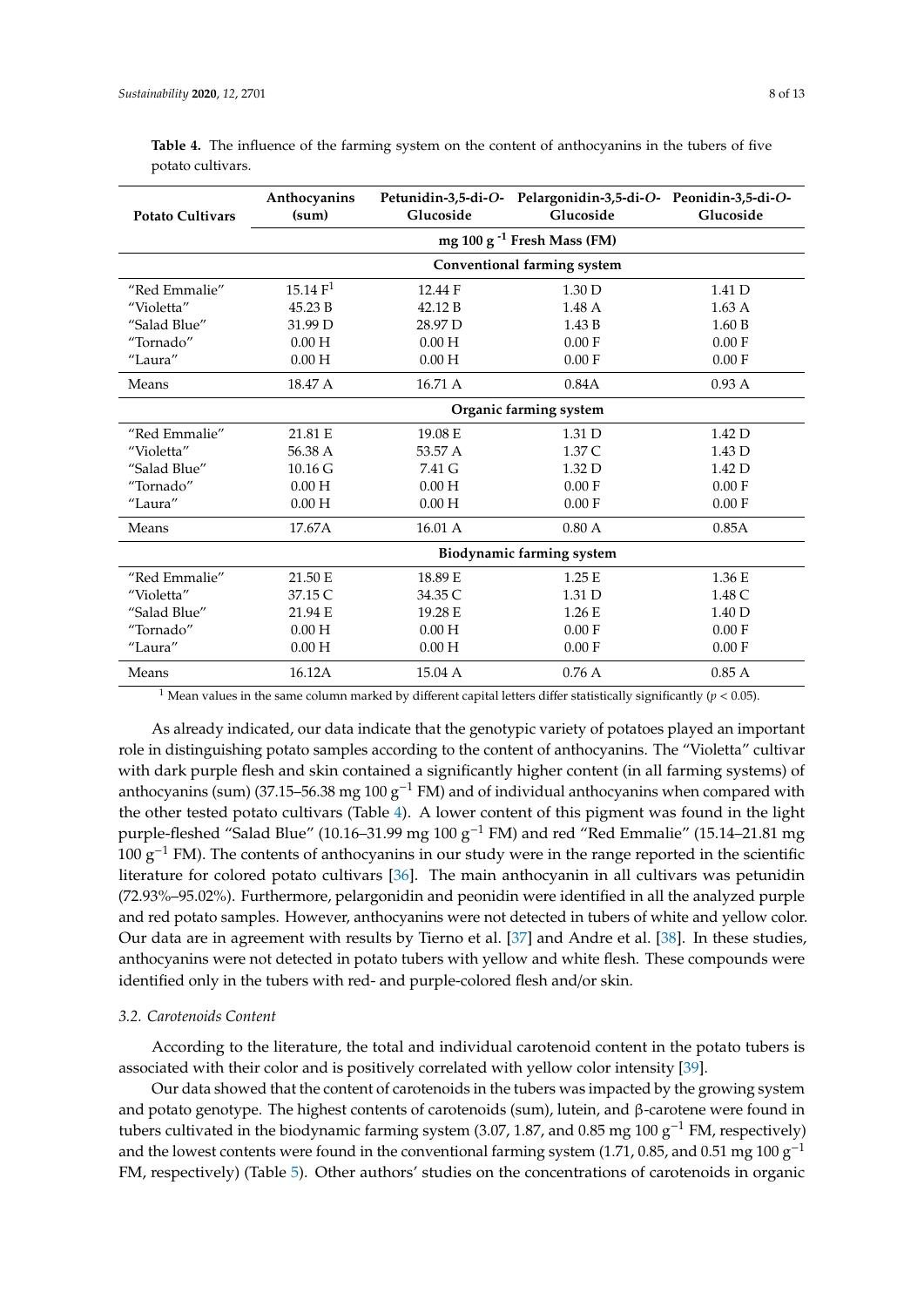**Table 4.** The influence of the farming system on the content of anthocyanins in the tubers of five potato cultivars.

| Potato Cultivars | Anthocyanins (sum) | Petunidin-3,5-di-*O*-Glucoside | Pelargonidin-3,5-di-*O*-Glucoside | Peonidin-3,5-di-*O*-Glucoside |
|---|---|---|---|---|
| | mg 100 $g^{-1}$ Fresh Mass (FM) | | | |
| | Conventional farming system | | | |
| "Red Emmalie" | 15.14 F[1] | 12.44 F | 1.30 D | 1.41 D |
| "Violetta" | 45.23 B | 42.12 B | 1.48 A | 1.63 A |
| "Salad Blue" | 31.99 D | 28.97 D | 1.43 B | 1.60 B |
| "Tornado" | 0.00 H | 0.00 H | 0.00 F | 0.00 F |
| "Laura" | 0.00 H | 0.00 H | 0.00 F | 0.00 F |
| Means | 18.47 A | 16.71 A | 0.84A | 0.93 A |
| | Organic farming system | | | |
| "Red Emmalie" | 21.81 E | 19.08 E | 1.31 D | 1.42 D |
| "Violetta" | 56.38 A | 53.57 A | 1.37 C | 1.43 D |
| "Salad Blue" | 10.16 G | 7.41 G | 1.32 D | 1.42 D |
| "Tornado" | 0.00 H | 0.00 H | 0.00 F | 0.00 F |
| "Laura" | 0.00 H | 0.00 H | 0.00 F | 0.00 F |
| Means | 17.67A | 16.01 A | 0.80 A | 0.85A |
| | Biodynamic farming system | | | |
| "Red Emmalie" | 21.50 E | 18.89 E | 1.25 E | 1.36 E |
| "Violetta" | 37.15 C | 34.35 C | 1.31 D | 1.48 C |
| "Salad Blue" | 21.94 E | 19.28 E | 1.26 E | 1.40 D |
| "Tornado" | 0.00 H | 0.00 H | 0.00 F | 0.00 F |
| "Laura" | 0.00 H | 0.00 H | 0.00 F | 0.00 F |
| Means | 16.12A | 15.04 A | 0.76 A | 0.85 A |

[1] Mean values in the same column marked by different capital letters differ statistically significantly ($p < 0.05$).

As already indicated, our data indicate that the genotypic variety of potatoes played an important role in distinguishing potato samples according to the content of anthocyanins. The "Violetta" cultivar with dark purple flesh and skin contained a significantly higher content (in all farming systems) of anthocyanins (sum) (37.15–56.38 mg 100 $g^{-1}$ FM) and of individual anthocyanins when compared with the other tested potato cultivars (Table 4). A lower content of this pigment was found in the light purple-fleshed "Salad Blue" (10.16–31.99 mg 100 $g^{-1}$ FM) and red "Red Emmalie" (15.14–21.81 mg 100 $g^{-1}$ FM). The contents of anthocyanins in our study were in the range reported in the scientific literature for colored potato cultivars [36]. The main anthocyanin in all cultivars was petunidin (72.93%–95.02%). Furthermore, pelargonidin and peonidin were identified in all the analyzed purple and red potato samples. However, anthocyanins were not detected in tubers of white and yellow color. Our data are in agreement with results by Tierno et al. [37] and Andre et al. [38]. In these studies, anthocyanins were not detected in potato tubers with yellow and white flesh. These compounds were identified only in the tubers with red- and purple-colored flesh and/or skin.

### 3.2. Carotenoids Content

According to the literature, the total and individual carotenoid content in the potato tubers is associated with their color and is positively correlated with yellow color intensity [39].

Our data showed that the content of carotenoids in the tubers was impacted by the growing system and potato genotype. The highest contents of carotenoids (sum), lutein, and β-carotene were found in tubers cultivated in the biodynamic farming system (3.07, 1.87, and 0.85 mg 100 $g^{-1}$ FM, respectively) and the lowest contents were found in the conventional farming system (1.71, 0.85, and 0.51 mg 100 $g^{-1}$ FM, respectively) (Table 5). Other authors' studies on the concentrations of carotenoids in organic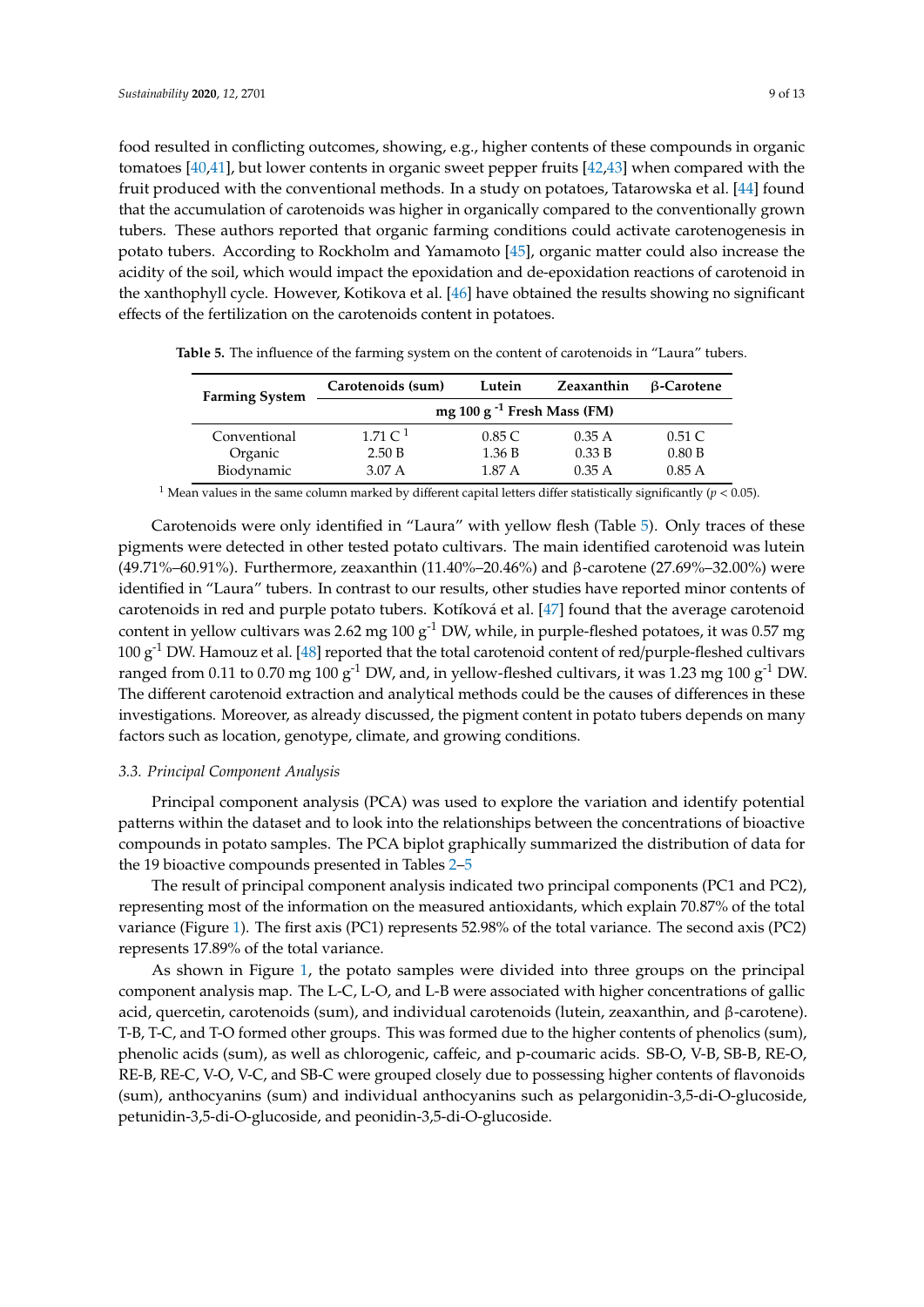food resulted in conflicting outcomes, showing, e.g., higher contents of these compounds in organic tomatoes [40,41], but lower contents in organic sweet pepper fruits [42,43] when compared with the fruit produced with the conventional methods. In a study on potatoes, Tatarowska et al. [44] found that the accumulation of carotenoids was higher in organically compared to the conventionally grown tubers. These authors reported that organic farming conditions could activate carotenogenesis in potato tubers. According to Rockholm and Yamamoto [45], organic matter could also increase the acidity of the soil, which would impact the epoxidation and de-epoxidation reactions of carotenoid in the xanthophyll cycle. However, Kotikova et al. [46] have obtained the results showing no significant effects of the fertilization on the carotenoids content in potatoes.

**Table 5.** The influence of the farming system on the content of carotenoids in "Laura" tubers.

| Farming System | Carotenoids (sum) | Lutein | Zeaxanthin | β-Carotene |
|---|---|---|---|---|
| | mg 100 g $^{-1}$ Fresh Mass (FM) | | | |
| Conventional | 1.71 C [1] | 0.85 C | 0.35 A | 0.51 C |
| Organic | 2.50 B | 1.36 B | 0.33 B | 0.80 B |
| Biodynamic | 3.07 A | 1.87 A | 0.35 A | 0.85 A |

[1] Mean values in the same column marked by different capital letters differ statistically significantly ($p < 0.05$).

Carotenoids were only identified in "Laura" with yellow flesh (Table 5). Only traces of these pigments were detected in other tested potato cultivars. The main identified carotenoid was lutein (49.71%–60.91%). Furthermore, zeaxanthin (11.40%–20.46%) and β-carotene (27.69%–32.00%) were identified in "Laura" tubers. In contrast to our results, other studies have reported minor contents of carotenoids in red and purple potato tubers. Kotíková et al. [47] found that the average carotenoid content in yellow cultivars was 2.62 mg 100 g$^{-1}$ DW, while, in purple-fleshed potatoes, it was 0.57 mg 100 g$^{-1}$ DW. Hamouz et al. [48] reported that the total carotenoid content of red/purple-fleshed cultivars ranged from 0.11 to 0.70 mg 100 g$^{-1}$ DW, and, in yellow-fleshed cultivars, it was 1.23 mg 100 g$^{-1}$ DW. The different carotenoid extraction and analytical methods could be the causes of differences in these investigations. Moreover, as already discussed, the pigment content in potato tubers depends on many factors such as location, genotype, climate, and growing conditions.

### *3.3. Principal Component Analysis*

Principal component analysis (PCA) was used to explore the variation and identify potential patterns within the dataset and to look into the relationships between the concentrations of bioactive compounds in potato samples. The PCA biplot graphically summarized the distribution of data for the 19 bioactive compounds presented in Tables 2–5

The result of principal component analysis indicated two principal components (PC1 and PC2), representing most of the information on the measured antioxidants, which explain 70.87% of the total variance (Figure 1). The first axis (PC1) represents 52.98% of the total variance. The second axis (PC2) represents 17.89% of the total variance.

As shown in Figure 1, the potato samples were divided into three groups on the principal component analysis map. The L-C, L-O, and L-B were associated with higher concentrations of gallic acid, quercetin, carotenoids (sum), and individual carotenoids (lutein, zeaxanthin, and β-carotene). T-B, T-C, and T-O formed other groups. This was formed due to the higher contents of phenolics (sum), phenolic acids (sum), as well as chlorogenic, caffeic, and p-coumaric acids. SB-O, V-B, SB-B, RE-O, RE-B, RE-C, V-O, V-C, and SB-C were grouped closely due to possessing higher contents of flavonoids (sum), anthocyanins (sum) and individual anthocyanins such as pelargonidin-3,5-di-O-glucoside, petunidin-3,5-di-O-glucoside, and peonidin-3,5-di-O-glucoside.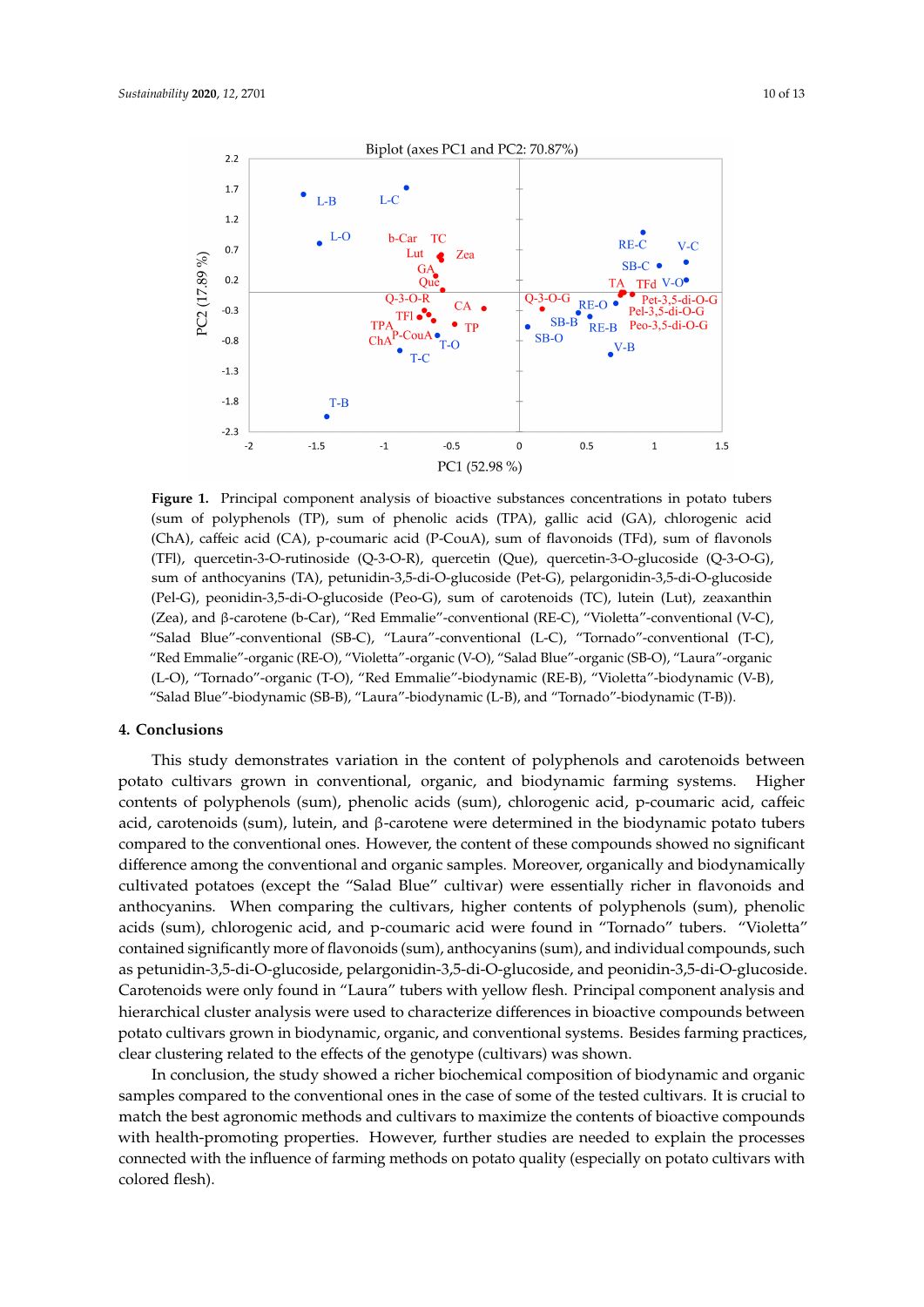**Figure 1.** Principal component analysis of bioactive substances concentrations in potato tubers (sum of polyphenols (TP), sum of phenolic acids (TPA), gallic acid (GA), chlorogenic acid (ChA), caffeic acid (CA), p-coumaric acid (P-CouA), sum of flavonoids (TFd), sum of flavonols (TFl), quercetin-3-O-rutinoside (Q-3-O-R), quercetin (Que), quercetin-3-O-glucoside (Q-3-O-G), sum of anthocyanins (TA), petunidin-3,5-di-O-glucoside (Pet-G), pelargonidin-3,5-di-O-glucoside (Pel-G), peonidin-3,5-di-O-glucoside (Peo-G), sum of carotenoids (TC), lutein (Lut), zeaxanthin (Zea), and β-carotene (b-Car), "Red Emmalie"-conventional (RE-C), "Violetta"-conventional (V-C), "Salad Blue"-conventional (SB-C), "Laura"-conventional (L-C), "Tornado"-conventional (T-C), "Red Emmalie"-organic (RE-O), "Violetta"-organic (V-O), "Salad Blue"-organic (SB-O), "Laura"-organic (L-O), "Tornado"-organic (T-O), "Red Emmalie"-biodynamic (RE-B), "Violetta"-biodynamic (V-B), "Salad Blue"-biodynamic (SB-B), "Laura"-biodynamic (L-B), and "Tornado"-biodynamic (T-B)).

## 4. Conclusions

This study demonstrates variation in the content of polyphenols and carotenoids between potato cultivars grown in conventional, organic, and biodynamic farming systems. Higher contents of polyphenols (sum), phenolic acids (sum), chlorogenic acid, p-coumaric acid, caffeic acid, carotenoids (sum), lutein, and β-carotene were determined in the biodynamic potato tubers compared to the conventional ones. However, the content of these compounds showed no significant difference among the conventional and organic samples. Moreover, organically and biodynamically cultivated potatoes (except the "Salad Blue" cultivar) were essentially richer in flavonoids and anthocyanins. When comparing the cultivars, higher contents of polyphenols (sum), phenolic acids (sum), chlorogenic acid, and p-coumaric acid were found in "Tornado" tubers. "Violetta" contained significantly more of flavonoids (sum), anthocyanins (sum), and individual compounds, such as petunidin-3,5-di-O-glucoside, pelargonidin-3,5-di-O-glucoside, and peonidin-3,5-di-O-glucoside. Carotenoids were only found in "Laura" tubers with yellow flesh. Principal component analysis and hierarchical cluster analysis were used to characterize differences in bioactive compounds between potato cultivars grown in biodynamic, organic, and conventional systems. Besides farming practices, clear clustering related to the effects of the genotype (cultivars) was shown.

In conclusion, the study showed a richer biochemical composition of biodynamic and organic samples compared to the conventional ones in the case of some of the tested cultivars. It is crucial to match the best agronomic methods and cultivars to maximize the contents of bioactive compounds with health-promoting properties. However, further studies are needed to explain the processes connected with the influence of farming methods on potato quality (especially on potato cultivars with colored flesh).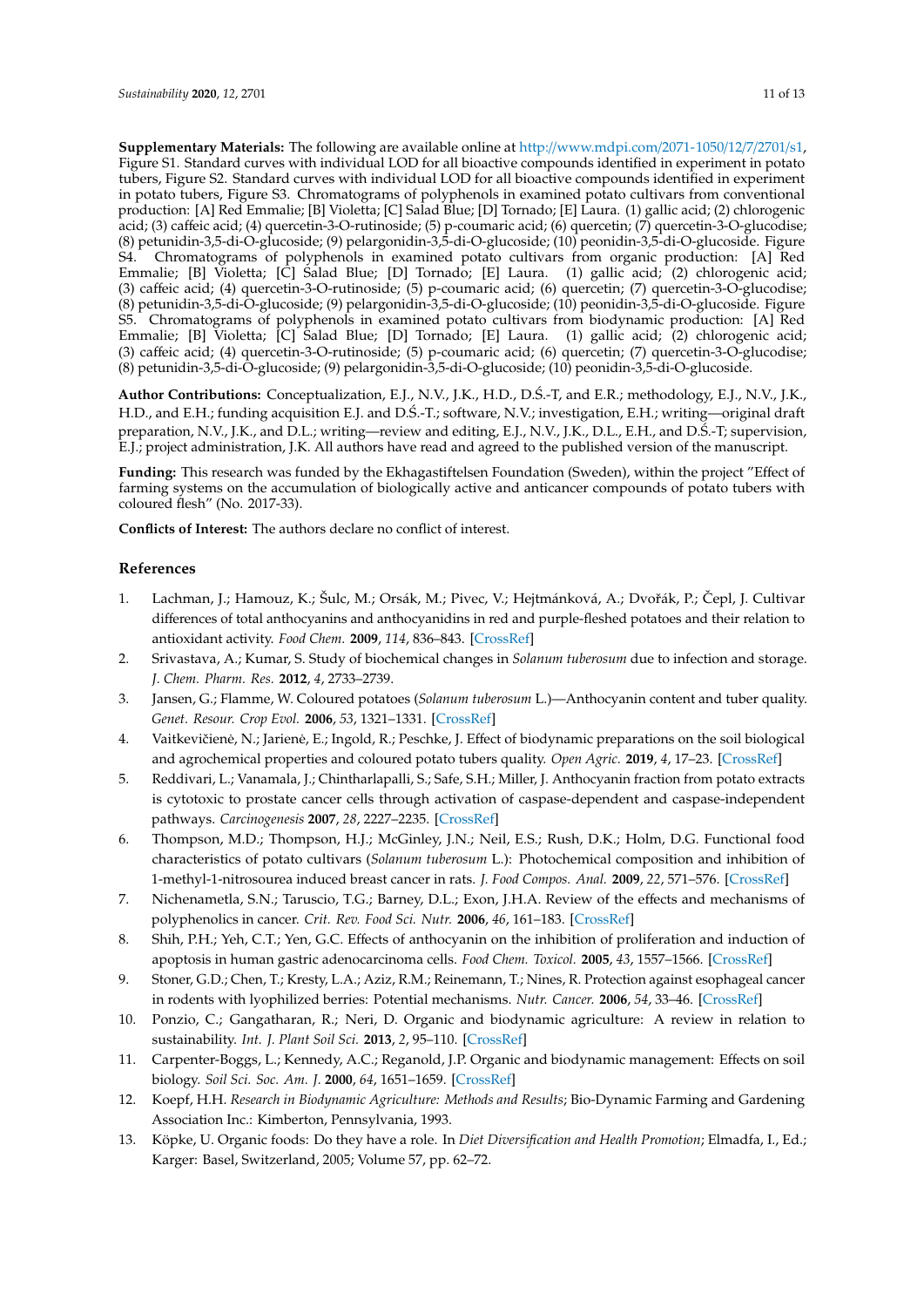**Supplementary Materials:** The following are available online at http://www.mdpi.com/2071-1050/12/7/2701/s1, Figure S1. Standard curves with individual LOD for all bioactive compounds identified in experiment in potato tubers, Figure S2. Standard curves with individual LOD for all bioactive compounds identified in experiment in potato tubers, Figure S3. Chromatograms of polyphenols in examined potato cultivars from conventional production: [A] Red Emmalie; [B] Violetta; [C] Salad Blue; [D] Tornado; [E] Laura. (1) gallic acid; (2) chlorogenic acid; (3) caffeic acid; (4) quercetin-3-O-rutinoside; (5) p-coumaric acid; (6) quercetin; (7) quercetin-3-O-glucodise; (8) petunidin-3,5-di-O-glucoside; (9) pelargonidin-3,5-di-O-glucoside; (10) peonidin-3,5-di-O-glucoside. Figure S4. Chromatograms of polyphenols in examined potato cultivars from organic production: [A] Red Emmalie; [B] Violetta; [C] Salad Blue; [D] Tornado; [E] Laura. (1) gallic acid; (2) chlorogenic acid; (3) caffeic acid; (4) quercetin-3-O-rutinoside; (5) p-coumaric acid; (6) quercetin; (7) quercetin-3-O-glucodise; (8) petunidin-3,5-di-O-glucoside; (9) pelargonidin-3,5-di-O-glucoside; (10) peonidin-3,5-di-O-glucoside. Figure S5. Chromatograms of polyphenols in examined potato cultivars from biodynamic production: [A] Red Emmalie; [B] Violetta; [C] Salad Blue; [D] Tornado; [E] Laura. (1) gallic acid; (2) chlorogenic acid; (3) caffeic acid; (4) quercetin-3-O-rutinoside; (5) p-coumaric acid; (6) quercetin; (7) quercetin-3-O-glucodise; (8) petunidin-3,5-di-O-glucoside; (9) pelargonidin-3,5-di-O-glucoside; (10) peonidin-3,5-di-O-glucoside.

**Author Contributions:** Conceptualization, E.J., N.V., J.K., H.D., D.Ś.-T, and E.R.; methodology, E.J., N.V., J.K., H.D., and E.H.; funding acquisition E.J. and D.Ś.-T.; software, N.V.; investigation, E.H.; writing—original draft preparation, N.V., J.K., and D.L.; writing—review and editing, E.J., N.V., J.K., D.L., E.H., and D.Ś.-T; supervision, E.J.; project administration, J.K. All authors have read and agreed to the published version of the manuscript.

**Funding:** This research was funded by the Ekhagastiftelsen Foundation (Sweden), within the project "Effect of farming systems on the accumulation of biologically active and anticancer compounds of potato tubers with coloured flesh" (No. 2017-33).

**Conflicts of Interest:** The authors declare no conflict of interest.

## References

1. Lachman, J.; Hamouz, K.; Šulc, M.; Orsák, M.; Pivec, V.; Hejtmánková, A.; Dvořák, P.; Čepl, J. Cultivar differences of total anthocyanins and anthocyanidins in red and purple-fleshed potatoes and their relation to antioxidant activity. *Food Chem.* **2009**, *114*, 836–843. [CrossRef]
2. Srivastava, A.; Kumar, S. Study of biochemical changes in *Solanum tuberosum* due to infection and storage. *J. Chem. Pharm. Res.* **2012**, *4*, 2733–2739.
3. Jansen, G.; Flamme, W. Coloured potatoes (*Solanum tuberosum* L.)—Anthocyanin content and tuber quality. *Genet. Resour. Crop Evol.* **2006**, *53*, 1321–1331. [CrossRef]
4. Vaitkevičienė, N.; Jarienė, E.; Ingold, R.; Peschke, J. Effect of biodynamic preparations on the soil biological and agrochemical properties and coloured potato tubers quality. *Open Agric.* **2019**, *4*, 17–23. [CrossRef]
5. Reddivari, L.; Vanamala, J.; Chintharlapalli, S.; Safe, S.H.; Miller, J. Anthocyanin fraction from potato extracts is cytotoxic to prostate cancer cells through activation of caspase-dependent and caspase-independent pathways. *Carcinogenesis* **2007**, *28*, 2227–2235. [CrossRef]
6. Thompson, M.D.; Thompson, H.J.; McGinley, J.N.; Neil, E.S.; Rush, D.K.; Holm, D.G. Functional food characteristics of potato cultivars (*Solanum tuberosum* L.): Photochemical composition and inhibition of 1-methyl-1-nitrosourea induced breast cancer in rats. *J. Food Compos. Anal.* **2009**, *22*, 571–576. [CrossRef]
7. Nichenametla, S.N.; Taruscio, T.G.; Barney, D.L.; Exon, J.H.A. Review of the effects and mechanisms of polyphenolics in cancer. *Crit. Rev. Food Sci. Nutr.* **2006**, *46*, 161–183. [CrossRef]
8. Shih, P.H.; Yeh, C.T.; Yen, G.C. Effects of anthocyanin on the inhibition of proliferation and induction of apoptosis in human gastric adenocarcinoma cells. *Food Chem. Toxicol.* **2005**, *43*, 1557–1566. [CrossRef]
9. Stoner, G.D.; Chen, T.; Kresty, L.A.; Aziz, R.M.; Reinemann, T.; Nines, R. Protection against esophageal cancer in rodents with lyophilized berries: Potential mechanisms. *Nutr. Cancer.* **2006**, *54*, 33–46. [CrossRef]
10. Ponzio, C.; Gangatharan, R.; Neri, D. Organic and biodynamic agriculture: A review in relation to sustainability. *Int. J. Plant Soil Sci.* **2013**, *2*, 95–110. [CrossRef]
11. Carpenter-Boggs, L.; Kennedy, A.C.; Reganold, J.P. Organic and biodynamic management: Effects on soil biology. *Soil Sci. Soc. Am. J.* **2000**, *64*, 1651–1659. [CrossRef]
12. Koepf, H.H. *Research in Biodynamic Agriculture: Methods and Results*; Bio-Dynamic Farming and Gardening Association Inc.: Kimberton, Pennsylvania, 1993.
13. Köpke, U. Organic foods: Do they have a role. In *Diet Diversification and Health Promotion*; Elmadfa, I., Ed.; Karger: Basel, Switzerland, 2005; Volume 57, pp. 62–72.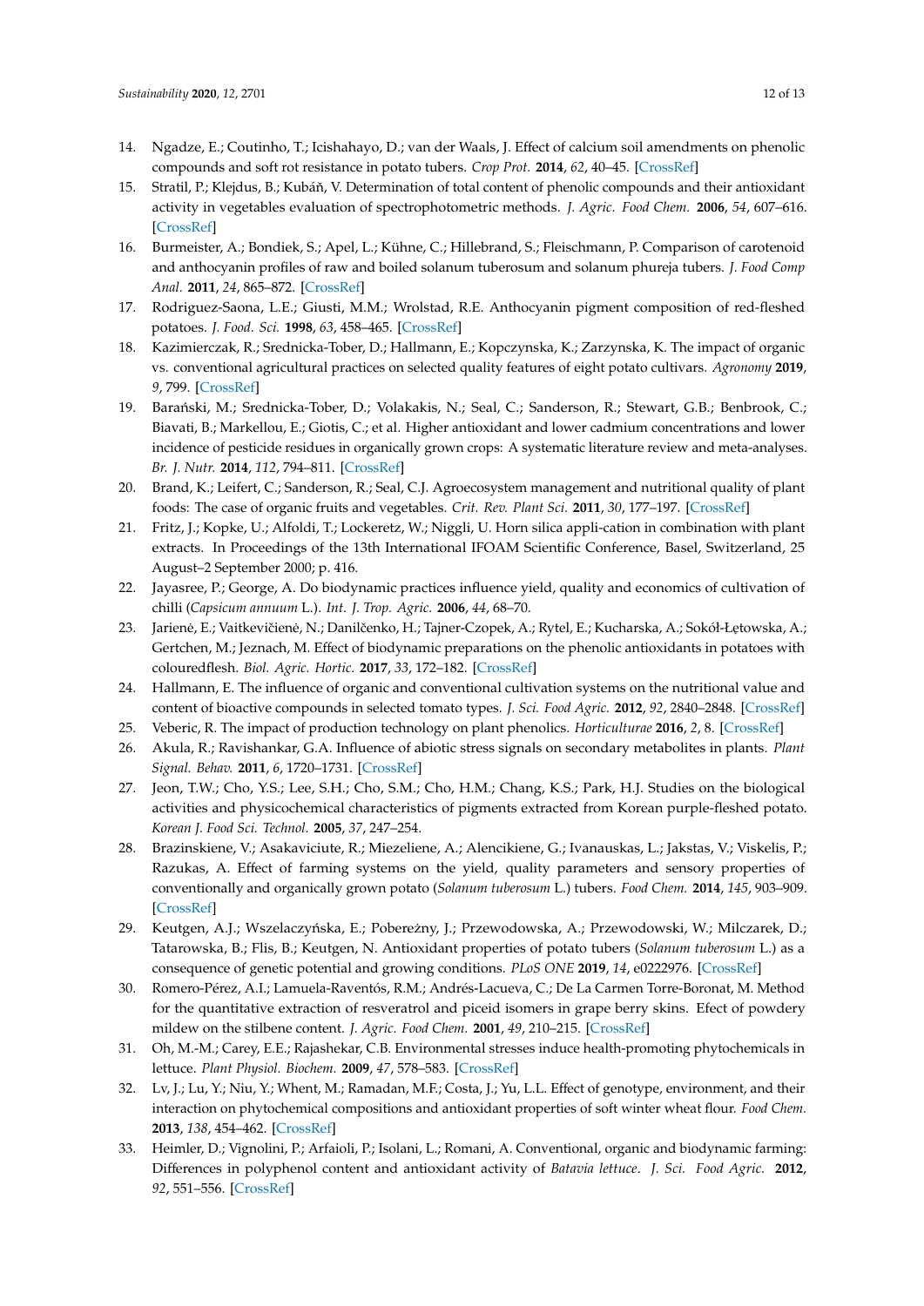14. Ngadze, E.; Coutinho, T.; Icishahayo, D.; van der Waals, J. Effect of calcium soil amendments on phenolic compounds and soft rot resistance in potato tubers. *Crop Prot.* **2014**, *62*, 40–45. [CrossRef]
15. Stratil, P.; Klejdus, B.; Kubáň, V. Determination of total content of phenolic compounds and their antioxidant activity in vegetables evaluation of spectrophotometric methods. *J. Agric. Food Chem.* **2006**, *54*, 607–616. [CrossRef]
16. Burmeister, A.; Bondiek, S.; Apel, L.; Kühne, C.; Hillebrand, S.; Fleischmann, P. Comparison of carotenoid and anthocyanin profiles of raw and boiled solanum tuberosum and solanum phureja tubers. *J. Food Comp Anal.* **2011**, *24*, 865–872. [CrossRef]
17. Rodriguez-Saona, L.E.; Giusti, M.M.; Wrolstad, R.E. Anthocyanin pigment composition of red-fleshed potatoes. *J. Food. Sci.* **1998**, *63*, 458–465. [CrossRef]
18. Kazimierczak, R.; Srednicka-Tober, D.; Hallmann, E.; Kopczynska, K.; Zarzynska, K. The impact of organic vs. conventional agricultural practices on selected quality features of eight potato cultivars. *Agronomy* **2019**, *9*, 799. [CrossRef]
19. Barański, M.; Srednicka-Tober, D.; Volakakis, N.; Seal, C.; Sanderson, R.; Stewart, G.B.; Benbrook, C.; Biavati, B.; Markellou, E.; Giotis, C.; et al. Higher antioxidant and lower cadmium concentrations and lower incidence of pesticide residues in organically grown crops: A systematic literature review and meta-analyses. *Br. J. Nutr.* **2014**, *112*, 794–811. [CrossRef]
20. Brand, K.; Leifert, C.; Sanderson, R.; Seal, C.J. Agroecosystem management and nutritional quality of plant foods: The case of organic fruits and vegetables. *Crit. Rev. Plant Sci.* **2011**, *30*, 177–197. [CrossRef]
21. Fritz, J.; Kopke, U.; Alfoldi, T.; Lockeretz, W.; Niggli, U. Horn silica appli-cation in combination with plant extracts. In Proceedings of the 13th International IFOAM Scientific Conference, Basel, Switzerland, 25 August–2 September 2000; p. 416.
22. Jayasree, P.; George, A. Do biodynamic practices influence yield, quality and economics of cultivation of chilli (*Capsicum annuum* L.). *Int. J. Trop. Agric.* **2006**, *44*, 68–70.
23. Jarienė, E.; Vaitkevičienė, N.; Danilčenko, H.; Tajner-Czopek, A.; Rytel, E.; Kucharska, A.; Sokół-Łętowska, A.; Gertchen, M.; Jeznach, M. Effect of biodynamic preparations on the phenolic antioxidants in potatoes with colouredflesh. *Biol. Agric. Hortic.* **2017**, *33*, 172–182. [CrossRef]
24. Hallmann, E. The influence of organic and conventional cultivation systems on the nutritional value and content of bioactive compounds in selected tomato types. *J. Sci. Food Agric.* **2012**, *92*, 2840–2848. [CrossRef]
25. Veberic, R. The impact of production technology on plant phenolics. *Horticulturae* **2016**, *2*, 8. [CrossRef]
26. Akula, R.; Ravishankar, G.A. Influence of abiotic stress signals on secondary metabolites in plants. *Plant Signal. Behav.* **2011**, *6*, 1720–1731. [CrossRef]
27. Jeon, T.W.; Cho, Y.S.; Lee, S.H.; Cho, S.M.; Cho, H.M.; Chang, K.S.; Park, H.J. Studies on the biological activities and physicochemical characteristics of pigments extracted from Korean purple-fleshed potato. *Korean J. Food Sci. Technol.* **2005**, *37*, 247–254.
28. Brazinskiene, V.; Asakaviciute, R.; Miezeliene, A.; Alencikiene, G.; Ivanauskas, L.; Jakstas, V.; Viskelis, P.; Razukas, A. Effect of farming systems on the yield, quality parameters and sensory properties of conventionally and organically grown potato (*Solanum tuberosum* L.) tubers. *Food Chem.* **2014**, *145*, 903–909. [CrossRef]
29. Keutgen, A.J.; Wszelaczyńska, E.; Pobereżny, J.; Przewodowska, A.; Przewodowski, W.; Milczarek, D.; Tatarowska, B.; Flis, B.; Keutgen, N. Antioxidant properties of potato tubers (*Solanum tuberosum* L.) as a consequence of genetic potential and growing conditions. *PLoS ONE* **2019**, *14*, e0222976. [CrossRef]
30. Romero-Pérez, A.I.; Lamuela-Raventós, R.M.; Andrés-Lacueva, C.; De La Carmen Torre-Boronat, M. Method for the quantitative extraction of resveratrol and piceid isomers in grape berry skins. Efect of powdery mildew on the stilbene content. *J. Agric. Food Chem.* **2001**, *49*, 210–215. [CrossRef]
31. Oh, M.-M.; Carey, E.E.; Rajashekar, C.B. Environmental stresses induce health-promoting phytochemicals in lettuce. *Plant Physiol. Biochem.* **2009**, *47*, 578–583. [CrossRef]
32. Lv, J.; Lu, Y.; Niu, Y.; Whent, M.; Ramadan, M.F.; Costa, J.; Yu, L.L. Effect of genotype, environment, and their interaction on phytochemical compositions and antioxidant properties of soft winter wheat flour. *Food Chem.* **2013**, *138*, 454–462. [CrossRef]
33. Heimler, D.; Vignolini, P.; Arfaioli, P.; Isolani, L.; Romani, A. Conventional, organic and biodynamic farming: Differences in polyphenol content and antioxidant activity of *Batavia lettuce*. *J. Sci. Food Agric.* **2012**, *92*, 551–556. [CrossRef]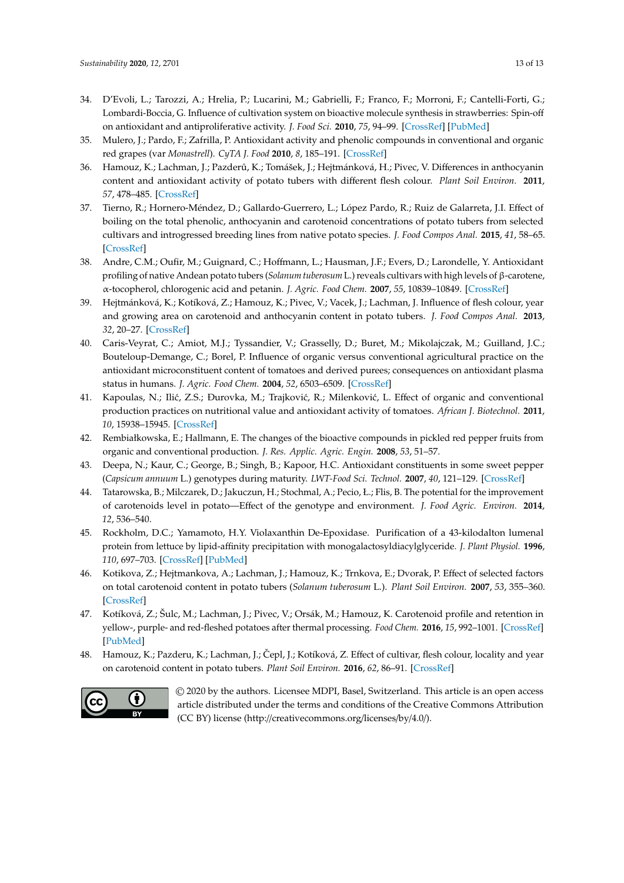34. D'Evoli, L.; Tarozzi, A.; Hrelia, P.; Lucarini, M.; Gabrielli, F.; Franco, F.; Morroni, F.; Cantelli-Forti, G.; Lombardi-Boccia, G. Influence of cultivation system on bioactive molecule synthesis in strawberries: Spin-off on antioxidant and antiproliferative activity. *J. Food Sci.* **2010**, *75*, 94–99. [CrossRef] [PubMed]
35. Mulero, J.; Pardo, F.; Zafrilla, P. Antioxidant activity and phenolic compounds in conventional and organic red grapes (var *Monastrell*). *CyTA J. Food* **2010**, *8*, 185–191. [CrossRef]
36. Hamouz, K.; Lachman, J.; Pazderů, K.; Tomášek, J.; Hejtmánková, H.; Pivec, V. Differences in anthocyanin content and antioxidant activity of potato tubers with different flesh colour. *Plant Soil Environ.* **2011**, *57*, 478–485. [CrossRef]
37. Tierno, R.; Hornero-Méndez, D.; Gallardo-Guerrero, L.; López Pardo, R.; Ruiz de Galarreta, J.I. Effect of boiling on the total phenolic, anthocyanin and carotenoid concentrations of potato tubers from selected cultivars and introgressed breeding lines from native potato species. *J. Food Compos Anal.* **2015**, *41*, 58–65. [CrossRef]
38. Andre, C.M.; Oufir, M.; Guignard, C.; Hoffmann, L.; Hausman, J.F.; Evers, D.; Larondelle, Y. Antioxidant profiling of native Andean potato tubers (*Solanum tuberosum* L.) reveals cultivars with high levels of β-carotene, α-tocopherol, chlorogenic acid and petanin. *J. Agric. Food Chem.* **2007**, *55*, 10839–10849. [CrossRef]
39. Hejtmánková, K.; Kotíková, Z.; Hamouz, K.; Pivec, V.; Vacek, J.; Lachman, J. Influence of flesh colour, year and growing area on carotenoid and anthocyanin content in potato tubers. *J. Food Compos Anal.* **2013**, *32*, 20–27. [CrossRef]
40. Caris-Veyrat, C.; Amiot, M.J.; Tyssandier, V.; Grasselly, D.; Buret, M.; Mikolajczak, M.; Guilland, J.C.; Bouteloup-Demange, C.; Borel, P. Influence of organic versus conventional agricultural practice on the antioxidant microconstituent content of tomatoes and derived purees; consequences on antioxidant plasma status in humans. *J. Agric. Food Chem.* **2004**, *52*, 6503–6509. [CrossRef]
41. Kapoulas, N.; Ilić, Z.S.; Đurovka, M.; Trajković, R.; Milenković, L. Effect of organic and conventional production practices on nutritional value and antioxidant activity of tomatoes. *African J. Biotechnol.* **2011**, *10*, 15938–15945. [CrossRef]
42. Rembiałkowska, E.; Hallmann, E. The changes of the bioactive compounds in pickled red pepper fruits from organic and conventional production. *J. Res. Applic. Agric. Engin.* **2008**, *53*, 51–57.
43. Deepa, N.; Kaur, C.; George, B.; Singh, B.; Kapoor, H.C. Antioxidant constituents in some sweet pepper (*Capsicum annuum* L.) genotypes during maturity. *LWT-Food Sci. Technol.* **2007**, *40*, 121–129. [CrossRef]
44. Tatarowska, B.; Milczarek, D.; Jakuczun, H.; Stochmal, A.; Pecio, Ł.; Flis, B. The potential for the improvement of carotenoids level in potato—Effect of the genotype and environment. *J. Food Agric. Environ.* **2014**, *12*, 536–540.
45. Rockholm, D.C.; Yamamoto, H.Y. Violaxanthin De-Epoxidase. Purification of a 43-kilodalton lumenal protein from lettuce by lipid-affinity precipitation with monogalactosyldiacylglyceride. *J. Plant Physiol.* **1996**, *110*, 697–703. [CrossRef] [PubMed]
46. Kotikova, Z.; Hejtmankova, A.; Lachman, J.; Hamouz, K.; Trnkova, E.; Dvorak, P. Effect of selected factors on total carotenoid content in potato tubers (*Solanum tuberosum* L.). *Plant Soil Environ.* **2007**, *53*, 355–360. [CrossRef]
47. Kotíková, Z.; Šulc, M.; Lachman, J.; Pivec, V.; Orsák, M.; Hamouz, K. Carotenoid profile and retention in yellow-, purple- and red-fleshed potatoes after thermal processing. *Food Chem.* **2016**, *15*, 992–1001. [CrossRef] [PubMed]
48. Hamouz, K.; Pazderu, K.; Lachman, J.; Čepl, J.; Kotíková, Z. Effect of cultivar, flesh colour, locality and year on carotenoid content in potato tubers. *Plant Soil Environ.* **2016**, *62*, 86–91. [CrossRef]

© 2020 by the authors. Licensee MDPI, Basel, Switzerland. This article is an open access article distributed under the terms and conditions of the Creative Commons Attribution (CC BY) license (http://creativecommons.org/licenses/by/4.0/).